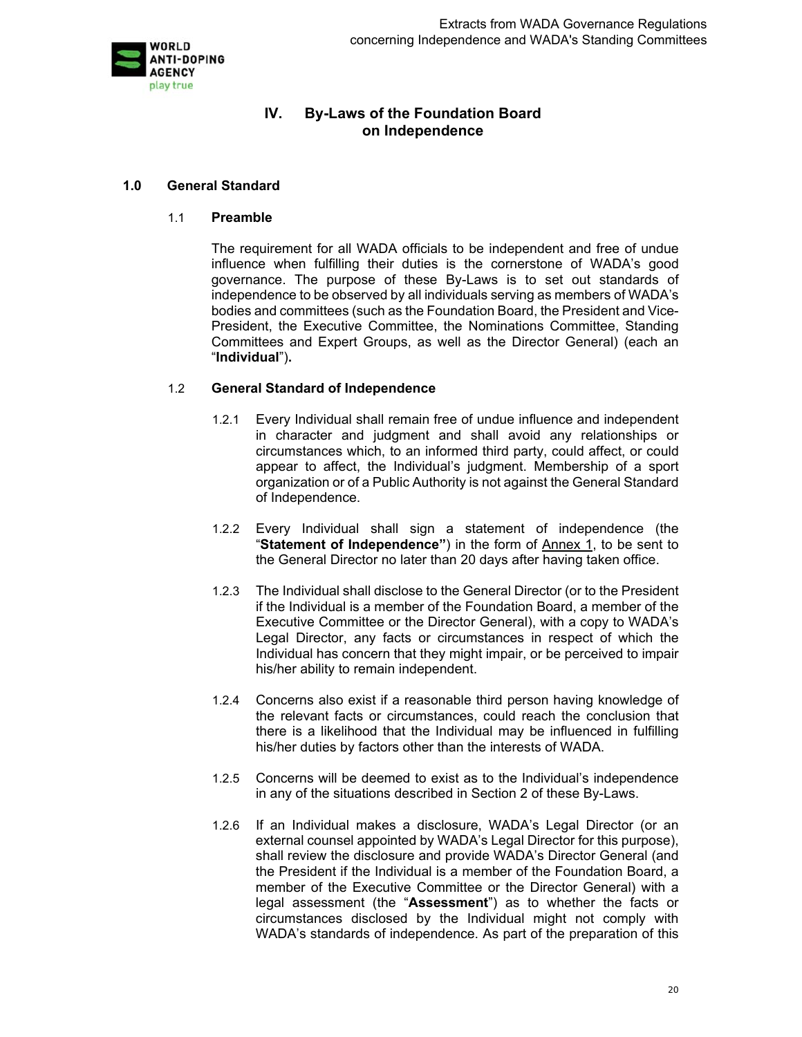# IV. By-Laws of the Foundation Board on Independence

## 1.0 General Standard

### 1.1 Preamble

The requirement for all WADA officials to be independent and free of undue influence when fulfilling their duties is the cornerstone of WADA's good governance. The purpose of these By-Laws is to set out standards of independence to be observed by all individuals serving as members of WADA's bodies and committees (such as the Foundation Board, the President and Vice-President, the Executive Committee, the Nominations Committee, Standing Committees and Expert Groups, as well as the Director General) (each an "**Individual**").

### 1.2 General Standard of Independence

1.2.1 Every Individual shall remain free of undue influence and independent in character and judgment and shall avoid any relationships or circumstances which, to an informed third party, could affect, or could appear to affect, the Individual's judgment. Membership of a sport organization or of a Public Authority is not against the General Standard of Independence.

1.2.2 Every Individual shall sign a statement of independence (the "**Statement of Independence"**) in the form of Annex 1, to be sent to the General Director no later than 20 days after having taken office.

1.2.3 The Individual shall disclose to the General Director (or to the President if the Individual is a member of the Foundation Board, a member of the Executive Committee or the Director General), with a copy to WADA's Legal Director, any facts or circumstances in respect of which the Individual has concern that they might impair, or be perceived to impair his/her ability to remain independent.

1.2.4 Concerns also exist if a reasonable third person having knowledge of the relevant facts or circumstances, could reach the conclusion that there is a likelihood that the Individual may be influenced in fulfilling his/her duties by factors other than the interests of WADA.

1.2.5 Concerns will be deemed to exist as to the Individual's independence in any of the situations described in Section 2 of these By-Laws.

1.2.6 If an Individual makes a disclosure, WADA's Legal Director (or an external counsel appointed by WADA's Legal Director for this purpose), shall review the disclosure and provide WADA's Director General (and the President if the Individual is a member of the Foundation Board, a member of the Executive Committee or the Director General) with a legal assessment (the "**Assessment**") as to whether the facts or circumstances disclosed by the Individual might not comply with WADA's standards of independence. As part of the preparation of this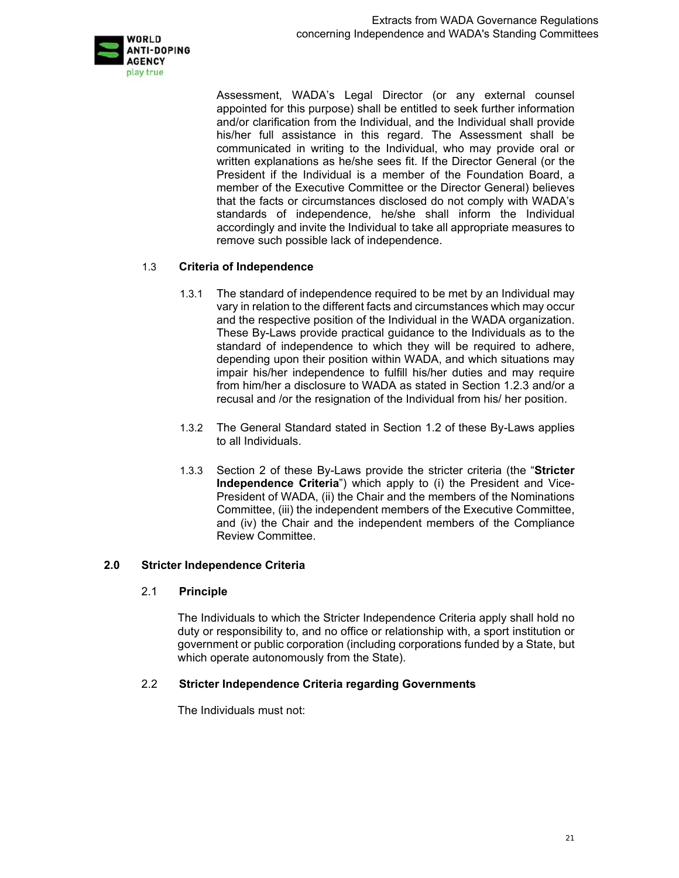Assessment, WADA's Legal Director (or any external counsel appointed for this purpose) shall be entitled to seek further information and/or clarification from the Individual, and the Individual shall provide his/her full assistance in this regard. The Assessment shall be communicated in writing to the Individual, who may provide oral or written explanations as he/she sees fit. If the Director General (or the President if the Individual is a member of the Foundation Board, a member of the Executive Committee or the Director General) believes that the facts or circumstances disclosed do not comply with WADA's standards of independence, he/she shall inform the Individual accordingly and invite the Individual to take all appropriate measures to remove such possible lack of independence.

### 1.3 Criteria of Independence

1.3.1 The standard of independence required to be met by an Individual may vary in relation to the different facts and circumstances which may occur and the respective position of the Individual in the WADA organization. These By-Laws provide practical guidance to the Individuals as to the standard of independence to which they will be required to adhere, depending upon their position within WADA, and which situations may impair his/her independence to fulfill his/her duties and may require from him/her a disclosure to WADA as stated in Section 1.2.3 and/or a recusal and /or the resignation of the Individual from his/ her position.

1.3.2 The General Standard stated in Section 1.2 of these By-Laws applies to all Individuals.

1.3.3 Section 2 of these By-Laws provide the stricter criteria (the "**Stricter Independence Criteria**") which apply to (i) the President and Vice-President of WADA, (ii) the Chair and the members of the Nominations Committee, (iii) the independent members of the Executive Committee, and (iv) the Chair and the independent members of the Compliance Review Committee.

## 2.0 Stricter Independence Criteria

### 2.1 Principle

The Individuals to which the Stricter Independence Criteria apply shall hold no duty or responsibility to, and no office or relationship with, a sport institution or government or public corporation (including corporations funded by a State, but which operate autonomously from the State).

### 2.2 Stricter Independence Criteria regarding Governments

The Individuals must not: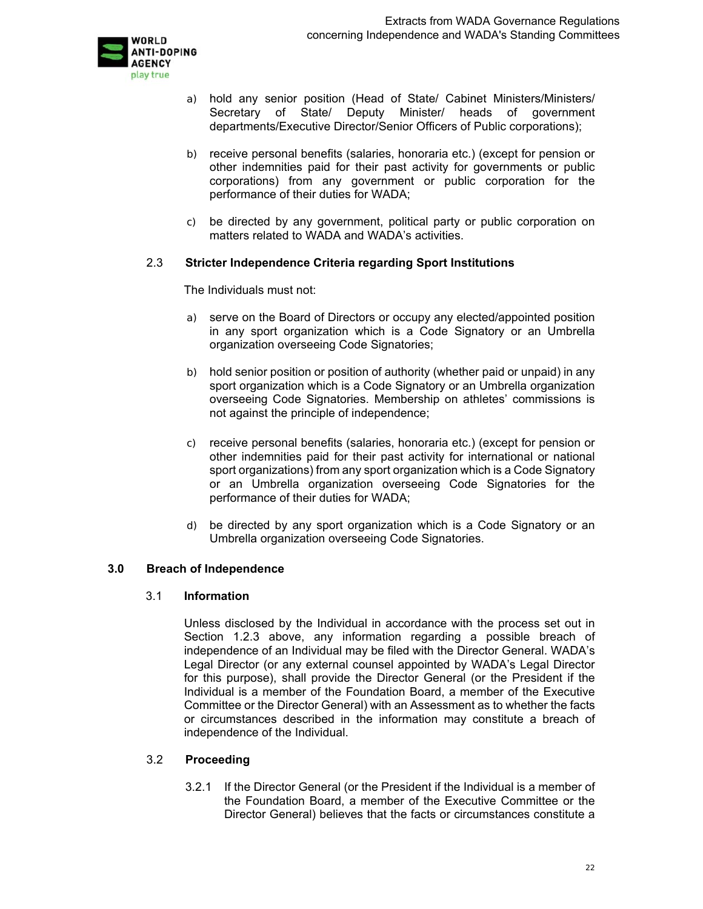a) hold any senior position (Head of State/ Cabinet Ministers/Ministers/ Secretary of State/ Deputy Minister/ heads of government departments/Executive Director/Senior Officers of Public corporations);

b) receive personal benefits (salaries, honoraria etc.) (except for pension or other indemnities paid for their past activity for governments or public corporations) from any government or public corporation for the performance of their duties for WADA;

c) be directed by any government, political party or public corporation on matters related to WADA and WADA's activities.

### 2.3 Stricter Independence Criteria regarding Sport Institutions

The Individuals must not:

a) serve on the Board of Directors or occupy any elected/appointed position in any sport organization which is a Code Signatory or an Umbrella organization overseeing Code Signatories;

b) hold senior position or position of authority (whether paid or unpaid) in any sport organization which is a Code Signatory or an Umbrella organization overseeing Code Signatories. Membership on athletes' commissions is not against the principle of independence;

c) receive personal benefits (salaries, honoraria etc.) (except for pension or other indemnities paid for their past activity for international or national sport organizations) from any sport organization which is a Code Signatory or an Umbrella organization overseeing Code Signatories for the performance of their duties for WADA;

d) be directed by any sport organization which is a Code Signatory or an Umbrella organization overseeing Code Signatories.

## 3.0 Breach of Independence

### 3.1 Information

Unless disclosed by the Individual in accordance with the process set out in Section 1.2.3 above, any information regarding a possible breach of independence of an Individual may be filed with the Director General. WADA's Legal Director (or any external counsel appointed by WADA's Legal Director for this purpose), shall provide the Director General (or the President if the Individual is a member of the Foundation Board, a member of the Executive Committee or the Director General) with an Assessment as to whether the facts or circumstances described in the information may constitute a breach of independence of the Individual.

### 3.2 Proceeding

3.2.1 If the Director General (or the President if the Individual is a member of the Foundation Board, a member of the Executive Committee or the Director General) believes that the facts or circumstances constitute a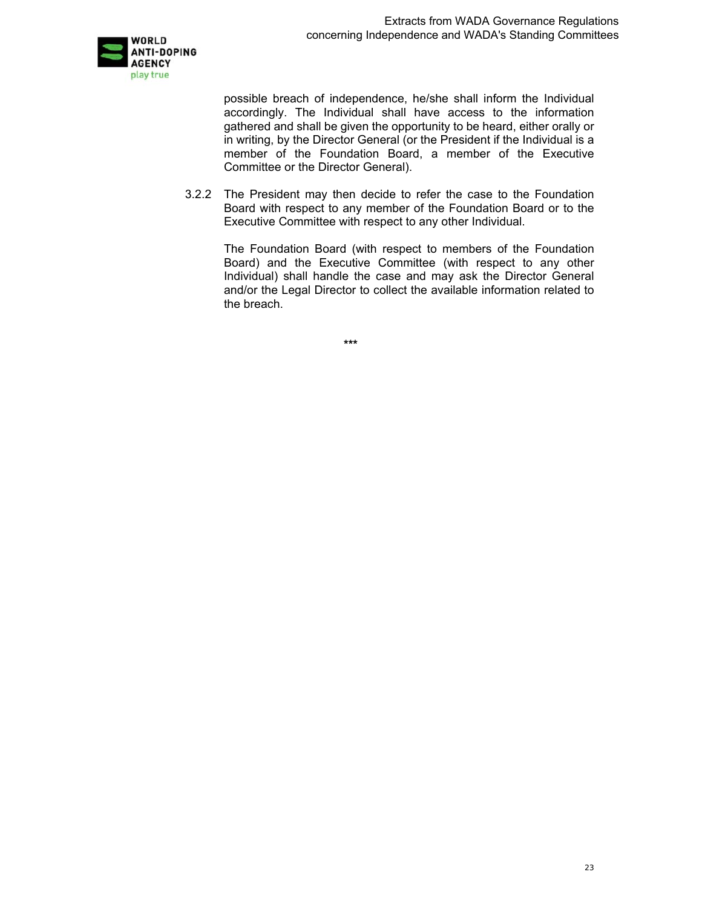possible breach of independence, he/she shall inform the Individual accordingly. The Individual shall have access to the information gathered and shall be given the opportunity to be heard, either orally or in writing, by the Director General (or the President if the Individual is a member of the Foundation Board, a member of the Executive Committee or the Director General).

3.2.2 The President may then decide to refer the case to the Foundation Board with respect to any member of the Foundation Board or to the Executive Committee with respect to any other Individual.

The Foundation Board (with respect to members of the Foundation Board) and the Executive Committee (with respect to any other Individual) shall handle the case and may ask the Director General and/or the Legal Director to collect the available information related to the breach.

***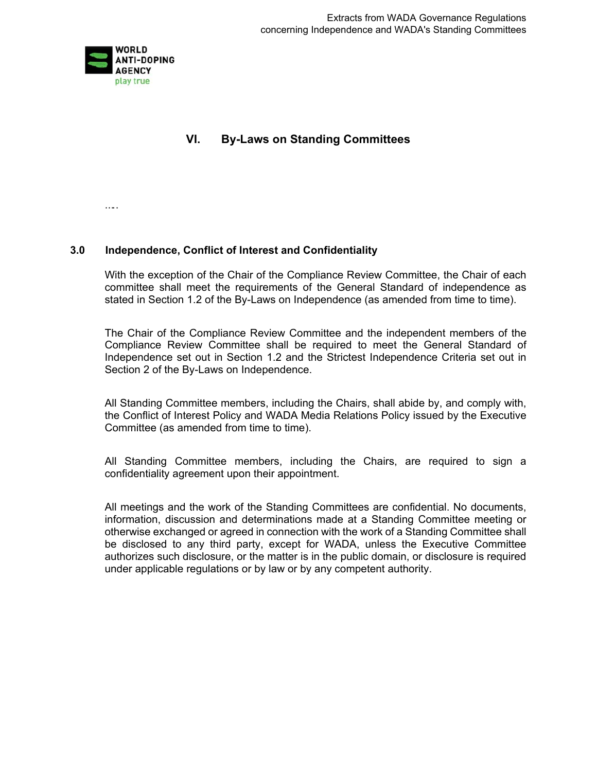# VI. By-Laws on Standing Committees

…..

## 3.0 Independence, Conflict of Interest and Confidentiality

With the exception of the Chair of the Compliance Review Committee, the Chair of each committee shall meet the requirements of the General Standard of independence as stated in Section 1.2 of the By-Laws on Independence (as amended from time to time).

The Chair of the Compliance Review Committee and the independent members of the Compliance Review Committee shall be required to meet the General Standard of Independence set out in Section 1.2 and the Strictest Independence Criteria set out in Section 2 of the By-Laws on Independence.

All Standing Committee members, including the Chairs, shall abide by, and comply with, the Conflict of Interest Policy and WADA Media Relations Policy issued by the Executive Committee (as amended from time to time).

All Standing Committee members, including the Chairs, are required to sign a confidentiality agreement upon their appointment.

All meetings and the work of the Standing Committees are confidential. No documents, information, discussion and determinations made at a Standing Committee meeting or otherwise exchanged or agreed in connection with the work of a Standing Committee shall be disclosed to any third party, except for WADA, unless the Executive Committee authorizes such disclosure, or the matter is in the public domain, or disclosure is required under applicable regulations or by law or by any competent authority.